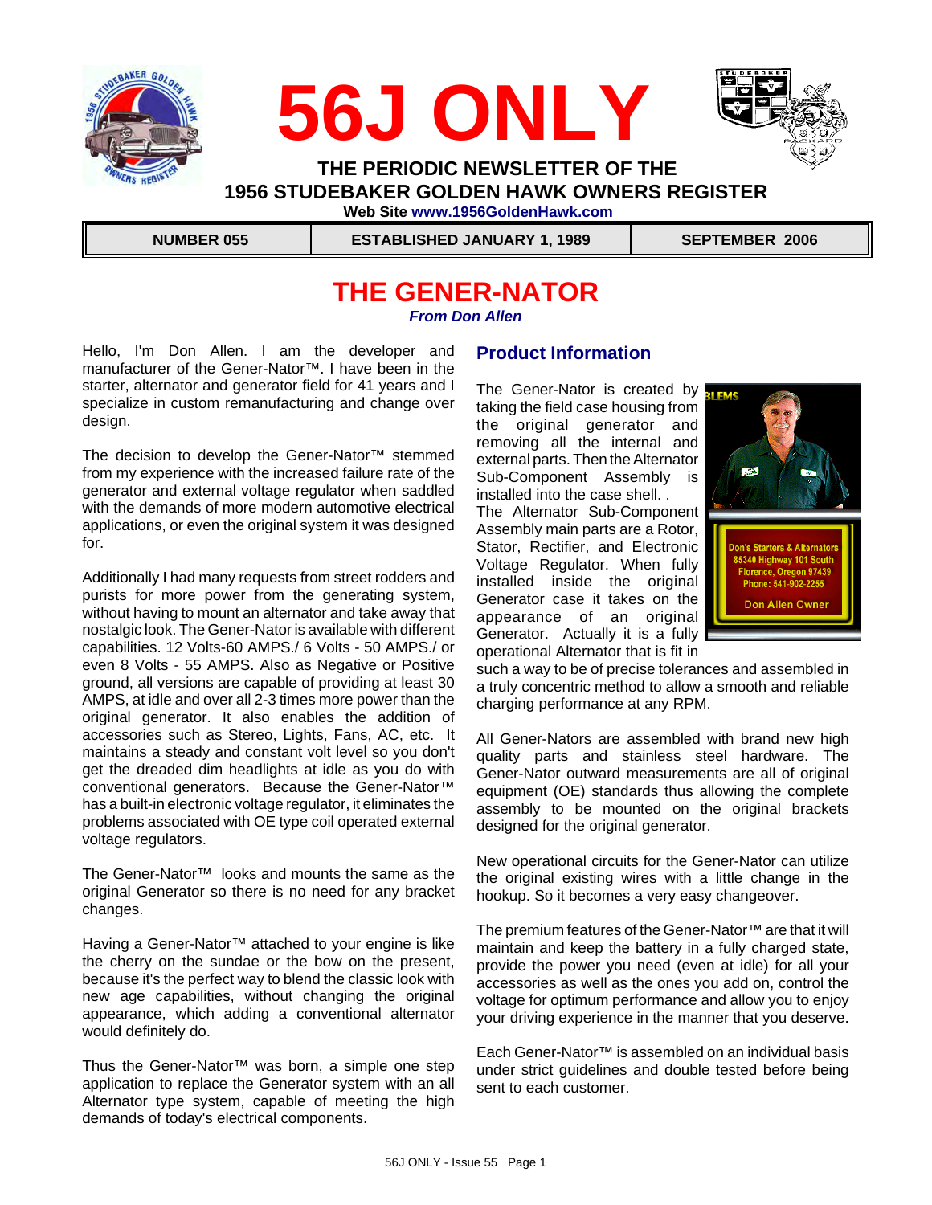# 56J ONLY

**THE PERIODIC NEWSLETTER OF THE**
**1956 STUDEBAKER GOLDEN HAWK OWNERS REGISTER**
**Web Site www.1956GoldenHawk.com**

| NUMBER 055 | ESTABLISHED JANUARY 1, 1989 | SEPTEMBER 2006 |
|---|---|---|

## THE GENER-NATOR

*From Don Allen*

Hello, I'm Don Allen. I am the developer and manufacturer of the Gener-Nator™. I have been in the starter, alternator and generator field for 41 years and I specialize in custom remanufacturing and change over design.

The decision to develop the Gener-Nator™ stemmed from my experience with the increased failure rate of the generator and external voltage regulator when saddled with the demands of more modern automotive electrical applications, or even the original system it was designed for.

Additionally I had many requests from street rodders and purists for more power from the generating system, without having to mount an alternator and take away that nostalgic look. The Gener-Nator is available with different capabilities. 12 Volts-60 AMPS./ 6 Volts - 50 AMPS./ or even 8 Volts - 55 AMPS. Also as Negative or Positive ground, all versions are capable of providing at least 30 AMPS, at idle and over all 2-3 times more power than the original generator. It also enables the addition of accessories such as Stereo, Lights, Fans, AC, etc. It maintains a steady and constant volt level so you don't get the dreaded dim headlights at idle as you do with conventional generators. Because the Gener-Nator™ has a built-in electronic voltage regulator, it eliminates the problems associated with OE type coil operated external voltage regulators.

The Gener-Nator™ looks and mounts the same as the original Generator so there is no need for any bracket changes.

Having a Gener-Nator™ attached to your engine is like the cherry on the sundae or the bow on the present, because it's the perfect way to blend the classic look with new age capabilities, without changing the original appearance, which adding a conventional alternator would definitely do.

Thus the Gener-Nator™ was born, a simple one step application to replace the Generator system with an all Alternator type system, capable of meeting the high demands of today's electrical components.

### Product Information

The Gener-Nator is created by taking the field case housing from the original generator and removing all the internal and external parts. Then the Alternator Sub-Component Assembly is installed into the case shell. .
The Alternator Sub-Component Assembly main parts are a Rotor, Stator, Rectifier, and Electronic Voltage Regulator. When fully installed inside the original Generator case it takes on the appearance of an original Generator. Actually it is a fully operational Alternator that is fit in such a way to be of precise tolerances and assembled in a truly concentric method to allow a smooth and reliable charging performance at any RPM.

Don's Starters & Alternators
85340 Highway 101 South
Florence, Oregon 97439
Phone: 541-902-2255
Don Allen Owner

All Gener-Nators are assembled with brand new high quality parts and stainless steel hardware. The Gener-Nator outward measurements are all of original equipment (OE) standards thus allowing the complete assembly to be mounted on the original brackets designed for the original generator.

New operational circuits for the Gener-Nator can utilize the original existing wires with a little change in the hookup. So it becomes a very easy changeover.

The premium features of the Gener-Nator™ are that it will maintain and keep the battery in a fully charged state, provide the power you need (even at idle) for all your accessories as well as the ones you add on, control the voltage for optimum performance and allow you to enjoy your driving experience in the manner that you deserve.

Each Gener-Nator™ is assembled on an individual basis under strict guidelines and double tested before being sent to each customer.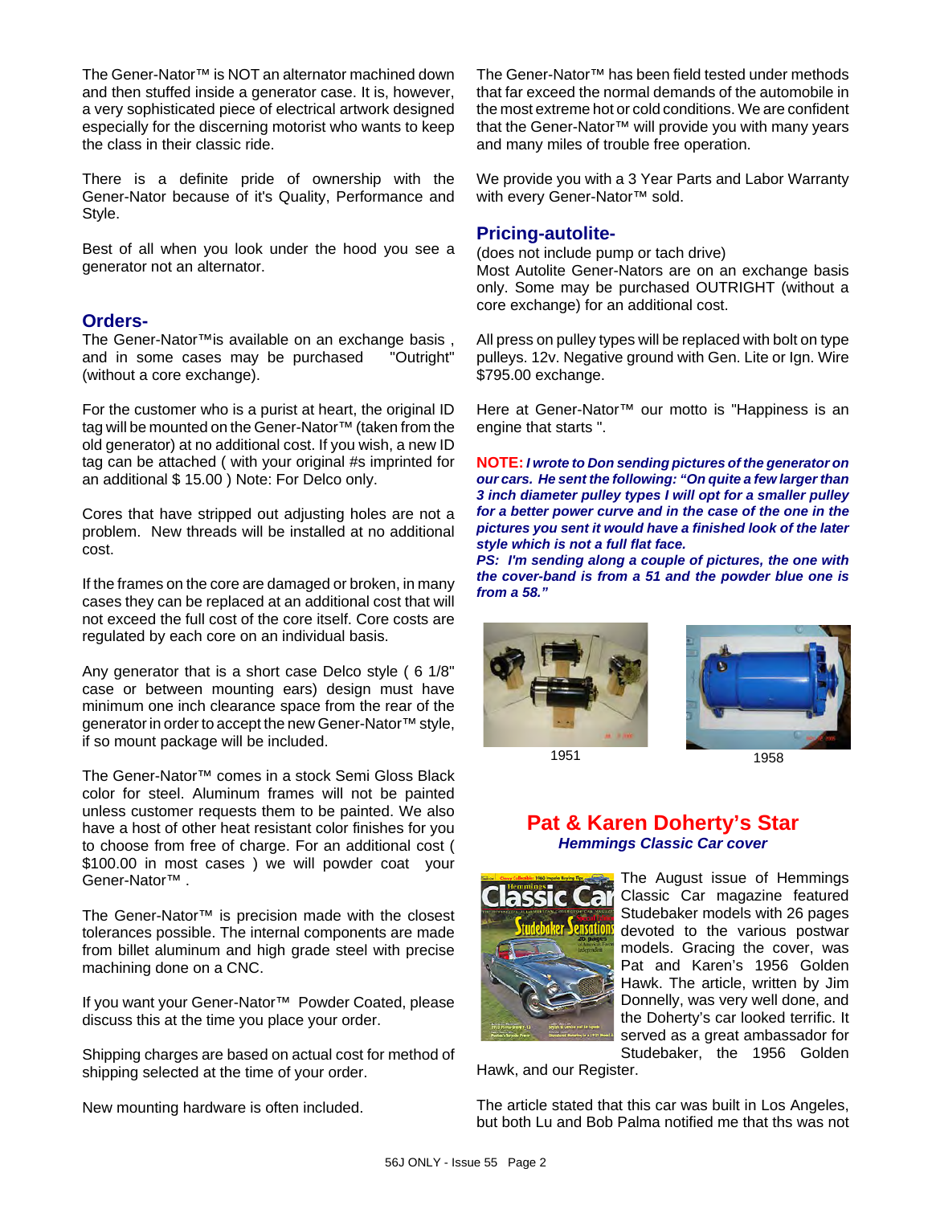The Gener-Nator™ is NOT an alternator machined down and then stuffed inside a generator case. It is, however, a very sophisticated piece of electrical artwork designed especially for the discerning motorist who wants to keep the class in their classic ride.

There is a definite pride of ownership with the Gener-Nator because of it's Quality, Performance and Style.

Best of all when you look under the hood you see a generator not an alternator.

## Orders-

The Gener-Nator™is available on an exchange basis , and in some cases may be purchased "Outright" (without a core exchange).

For the customer who is a purist at heart, the original ID tag will be mounted on the Gener-Nator™ (taken from the old generator) at no additional cost. If you wish, a new ID tag can be attached ( with your original #s imprinted for an additional $ 15.00 ) Note: For Delco only.

Cores that have stripped out adjusting holes are not a problem. New threads will be installed at no additional cost.

If the frames on the core are damaged or broken, in many cases they can be replaced at an additional cost that will not exceed the full cost of the core itself. Core costs are regulated by each core on an individual basis.

Any generator that is a short case Delco style ( 6 1/8" case or between mounting ears) design must have minimum one inch clearance space from the rear of the generator in order to accept the new Gener-Nator™ style, if so mount package will be included.

The Gener-Nator™ comes in a stock Semi Gloss Black color for steel. Aluminum frames will not be painted unless customer requests them to be painted. We also have a host of other heat resistant color finishes for you to choose from free of charge. For an additional cost ( $100.00 in most cases ) we will powder coat your Gener-Nator™ .

The Gener-Nator™ is precision made with the closest tolerances possible. The internal components are made from billet aluminum and high grade steel with precise machining done on a CNC.

If you want your Gener-Nator™ Powder Coated, please discuss this at the time you place your order.

Shipping charges are based on actual cost for method of shipping selected at the time of your order.

New mounting hardware is often included.

The Gener-Nator™ has been field tested under methods that far exceed the normal demands of the automobile in the most extreme hot or cold conditions. We are confident that the Gener-Nator™ will provide you with many years and many miles of trouble free operation.

We provide you with a 3 Year Parts and Labor Warranty with every Gener-Nator™ sold.

## Pricing-autolite-

(does not include pump or tach drive)
Most Autolite Gener-Nators are on an exchange basis only. Some may be purchased OUTRIGHT (without a core exchange) for an additional cost.

All press on pulley types will be replaced with bolt on type pulleys. 12v. Negative ground with Gen. Lite or Ign. Wire $795.00 exchange.

Here at Gener-Nator™ our motto is "Happiness is an engine that starts ".

**NOTE:** ***I wrote to Don sending pictures of the generator on our cars. He sent the following: "On quite a few larger than 3 inch diameter pulley types I will opt for a smaller pulley for a better power curve and in the case of the one in the pictures you sent it would have a finished look of the later style which is not a full flat face.***
***PS: I'm sending along a couple of pictures, the one with the cover-band is from a 51 and the powder blue one is from a 58."***

1951

1958

## Pat & Karen Doherty's Star

***Hemmings Classic Car cover***

The August issue of Hemmings Classic Car magazine featured Studebaker models with 26 pages devoted to the various postwar models. Gracing the cover, was Pat and Karen's 1956 Golden Hawk. The article, written by Jim Donnelly, was very well done, and the Doherty's car looked terrific. It served as a great ambassador for Studebaker, the 1956 Golden Hawk, and our Register.

The article stated that this car was built in Los Angeles, but both Lu and Bob Palma notified me that ths was not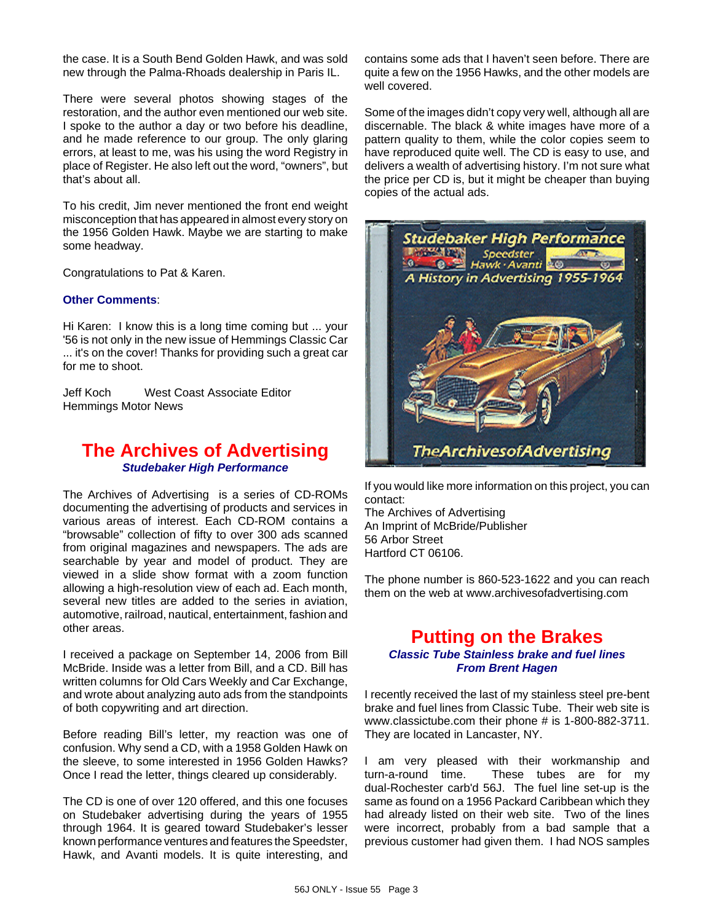the case. It is a South Bend Golden Hawk, and was sold new through the Palma-Rhoads dealership in Paris IL.

There were several photos showing stages of the restoration, and the author even mentioned our web site. I spoke to the author a day or two before his deadline, and he made reference to our group. The only glaring errors, at least to me, was his using the word Registry in place of Register. He also left out the word, "owners", but that's about all.

To his credit, Jim never mentioned the front end weight misconception that has appeared in almost every story on the 1956 Golden Hawk. Maybe we are starting to make some headway.

Congratulations to Pat & Karen.

**Other Comments**:

Hi Karen: I know this is a long time coming but ... your '56 is not only in the new issue of Hemmings Classic Car ... it's on the cover! Thanks for providing such a great car for me to shoot.

Jeff Koch West Coast Associate Editor
Hemmings Motor News

## The Archives of Advertising

***Studebaker High Performance***

The Archives of Advertising is a series of CD-ROMs documenting the advertising of products and services in various areas of interest. Each CD-ROM contains a "browsable" collection of fifty to over 300 ads scanned from original magazines and newspapers. The ads are searchable by year and model of product. They are viewed in a slide show format with a zoom function allowing a high-resolution view of each ad. Each month, several new titles are added to the series in aviation, automotive, railroad, nautical, entertainment, fashion and other areas.

I received a package on September 14, 2006 from Bill McBride. Inside was a letter from Bill, and a CD. Bill has written columns for Old Cars Weekly and Car Exchange, and wrote about analyzing auto ads from the standpoints of both copywriting and art direction.

Before reading Bill's letter, my reaction was one of confusion. Why send a CD, with a 1958 Golden Hawk on the sleeve, to some interested in 1956 Golden Hawks? Once I read the letter, things cleared up considerably.

The CD is one of over 120 offered, and this one focuses on Studebaker advertising during the years of 1955 through 1964. It is geared toward Studebaker's lesser known performance ventures and features the Speedster, Hawk, and Avanti models. It is quite interesting, and contains some ads that I haven't seen before. There are quite a few on the 1956 Hawks, and the other models are well covered.

Some of the images didn't copy very well, although all are discernable. The black & white images have more of a pattern quality to them, while the color copies seem to have reproduced quite well. The CD is easy to use, and delivers a wealth of advertising history. I'm not sure what the price per CD is, but it might be cheaper than buying copies of the actual ads.

If you would like more information on this project, you can contact:
The Archives of Advertising
An Imprint of McBride/Publisher
56 Arbor Street
Hartford CT 06106.

The phone number is 860-523-1622 and you can reach them on the web at www.archivesofadvertising.com

## Putting on the Brakes

***Classic Tube Stainless brake and fuel lines***
***From Brent Hagen***

I recently received the last of my stainless steel pre-bent brake and fuel lines from Classic Tube. Their web site is www.classictube.com their phone # is 1-800-882-3711. They are located in Lancaster, NY.

I am very pleased with their workmanship and turn-a-round time. These tubes are for my dual-Rochester carb'd 56J. The fuel line set-up is the same as found on a 1956 Packard Caribbean which they had already listed on their web site. Two of the lines were incorrect, probably from a bad sample that a previous customer had given them. I had NOS samples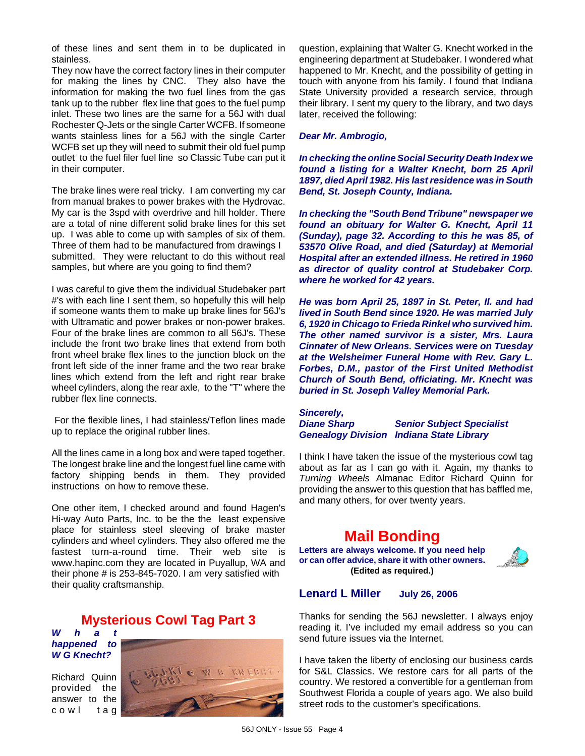of these lines and sent them in to be duplicated in stainless.

They now have the correct factory lines in their computer for making the lines by CNC. They also have the information for making the two fuel lines from the gas tank up to the rubber flex line that goes to the fuel pump inlet. These two lines are the same for a 56J with dual Rochester Q-Jets or the single Carter WCFB. If someone wants stainless lines for a 56J with the single Carter WCFB set up they will need to submit their old fuel pump outlet to the fuel filer fuel line so Classic Tube can put it in their computer.

The brake lines were real tricky. I am converting my car from manual brakes to power brakes with the Hydrovac. My car is the 3spd with overdrive and hill holder. There are a total of nine different solid brake lines for this set up. I was able to come up with samples of six of them. Three of them had to be manufactured from drawings I submitted. They were reluctant to do this without real samples, but where are you going to find them?

I was careful to give them the individual Studebaker part #'s with each line I sent them, so hopefully this will help if someone wants them to make up brake lines for 56J's with Ultramatic and power brakes or non-power brakes. Four of the brake lines are common to all 56J's. These include the front two brake lines that extend from both front wheel brake flex lines to the junction block on the front left side of the inner frame and the two rear brake lines which extend from the left and right rear brake wheel cylinders, along the rear axle, to the "T" where the rubber flex line connects.

For the flexible lines, I had stainless/Teflon lines made up to replace the original rubber lines.

All the lines came in a long box and were taped together. The longest brake line and the longest fuel line came with factory shipping bends in them. They provided instructions on how to remove these.

One other item, I checked around and found Hagen's Hi-way Auto Parts, Inc. to be the the least expensive place for stainless steel sleeving of brake master cylinders and wheel cylinders. They also offered me the fastest turn-a-round time. Their web site is www.hapinc.com they are located in Puyallup, WA and their phone # is 253-845-7020. I am very satisfied with their quality craftsmanship.

## Mysterious Cowl Tag Part 3

***What happened to W G Knecht?***

Richard Quinn provided the answer to the cowl tag question, explaining that Walter G. Knecht worked in the engineering department at Studebaker. I wondered what happened to Mr. Knecht, and the possibility of getting in touch with anyone from his family. I found that Indiana State University provided a research service, through their library. I sent my query to the library, and two days later, received the following:

***Dear Mr. Ambrogio,***

***In checking the online Social Security Death Index we found a listing for a Walter Knecht, born 25 April 1897, died April 1982. His last residence was in South Bend, St. Joseph County, Indiana.***

***In checking the "South Bend Tribune" newspaper we found an obituary for Walter G. Knecht, April 11 (Sunday), page 32. According to this he was 85, of 53570 Olive Road, and died (Saturday) at Memorial Hospital after an extended illness. He retired in 1960 as director of quality control at Studebaker Corp. where he worked for 42 years.***

***He was born April 25, 1897 in St. Peter, Il. and had lived in South Bend since 1920. He was married July 6, 1920 in Chicago to Frieda Rinkel who survived him. The other named survivor is a sister, Mrs. Laura Cinnater of New Orleans. Services were on Tuesday at the Welsheimer Funeral Home with Rev. Gary L. Forbes, D.M., pastor of the First United Methodist Church of South Bend, officiating. Mr. Knecht was buried in St. Joseph Valley Memorial Park.***

***Sincerely,***
***Diane Sharp — Senior Subject Specialist***
***Genealogy Division — Indiana State Library***

I think I have taken the issue of the mysterious cowl tag about as far as I can go with it. Again, my thanks to *Turning Wheels* Almanac Editor Richard Quinn for providing the answer to this question that has baffled me, and many others, for over twenty years.

## Mail Bonding

**Letters are always welcome. If you need help or can offer advice, share it with other owners. (Edited as required.)**

### Lenard L Miller — July 26, 2006

Thanks for sending the 56J newsletter. I always enjoy reading it. I've included my email address so you can send future issues via the Internet.

I have taken the liberty of enclosing our business cards for S&L Classics. We restore cars for all parts of the country. We restored a convertible for a gentleman from Southwest Florida a couple of years ago. We also build street rods to the customer's specifications.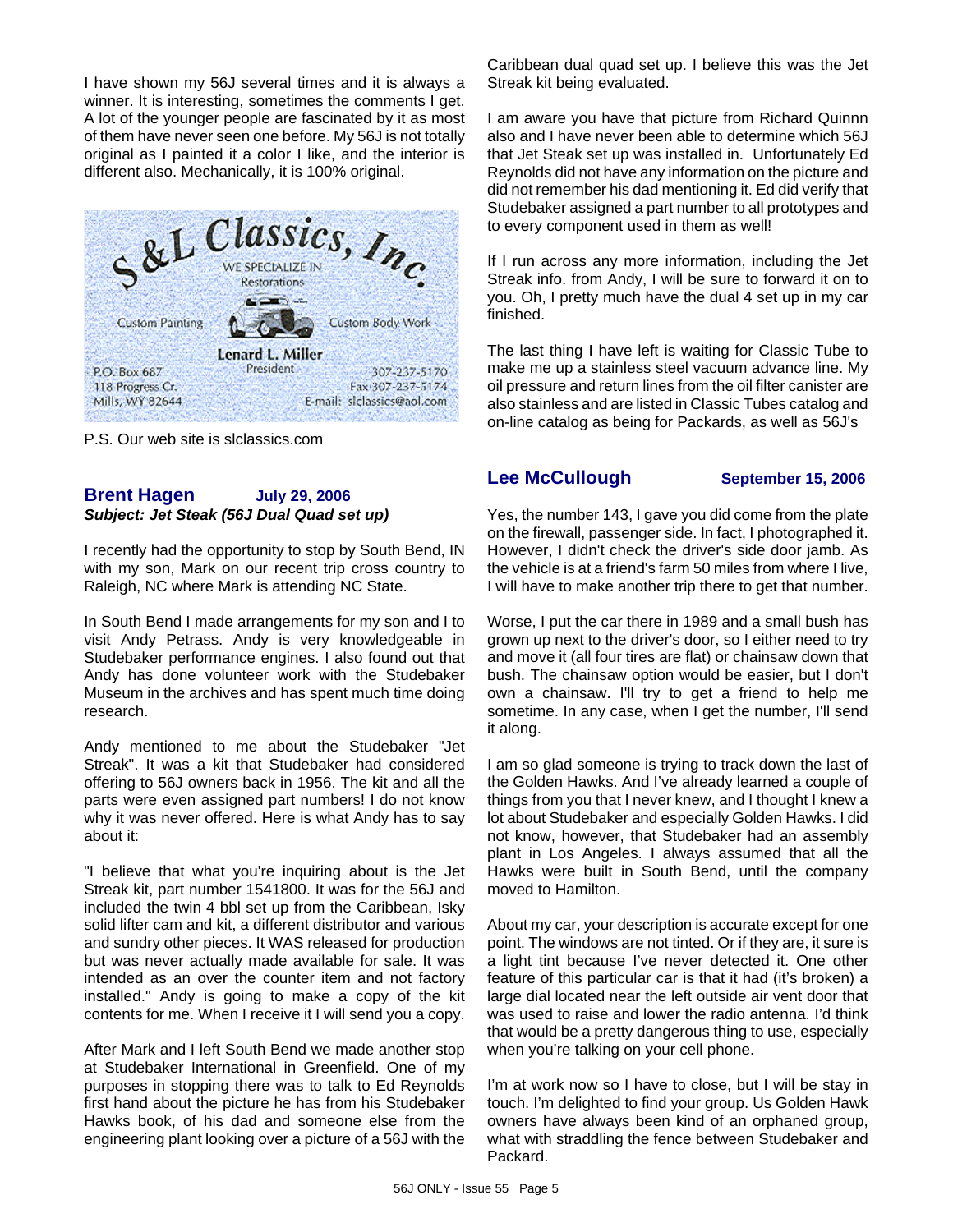I have shown my 56J several times and it is always a winner. It is interesting, sometimes the comments I get. A lot of the younger people are fascinated by it as most of them have never seen one before. My 56J is not totally original as I painted it a color I like, and the interior is different also. Mechanically, it is 100% original.

S&L Classics, Inc.
WE SPECIALIZE IN
Restorations
Custom Painting
Custom Body Work
Lenard L. Miller
President
P.O. Box 687
118 Progress Cr.
Mills, WY 82644
307-237-5170
Fax 307-237-5174
E-mail: slclassics@aol.com

P.S. Our web site is slclassics.com

## Brent Hagen — July 29, 2006

***Subject: Jet Steak (56J Dual Quad set up)***

I recently had the opportunity to stop by South Bend, IN with my son, Mark on our recent trip cross country to Raleigh, NC where Mark is attending NC State.

In South Bend I made arrangements for my son and I to visit Andy Petrass. Andy is very knowledgeable in Studebaker performance engines. I also found out that Andy has done volunteer work with the Studebaker Museum in the archives and has spent much time doing research.

Andy mentioned to me about the Studebaker "Jet Streak". It was a kit that Studebaker had considered offering to 56J owners back in 1956. The kit and all the parts were even assigned part numbers! I do not know why it was never offered. Here is what Andy has to say about it:

"I believe that what you're inquiring about is the Jet Streak kit, part number 1541800. It was for the 56J and included the twin 4 bbl set up from the Caribbean, Isky solid lifter cam and kit, a different distributor and various and sundry other pieces. It WAS released for production but was never actually made available for sale. It was intended as an over the counter item and not factory installed." Andy is going to make a copy of the kit contents for me. When I receive it I will send you a copy.

After Mark and I left South Bend we made another stop at Studebaker International in Greenfield. One of my purposes in stopping there was to talk to Ed Reynolds first hand about the picture he has from his Studebaker Hawks book, of his dad and someone else from the engineering plant looking over a picture of a 56J with the Caribbean dual quad set up. I believe this was the Jet Streak kit being evaluated.

I am aware you have that picture from Richard Quinnn also and I have never been able to determine which 56J that Jet Steak set up was installed in. Unfortunately Ed Reynolds did not have any information on the picture and did not remember his dad mentioning it. Ed did verify that Studebaker assigned a part number to all prototypes and to every component used in them as well!

If I run across any more information, including the Jet Streak info. from Andy, I will be sure to forward it on to you. Oh, I pretty much have the dual 4 set up in my car finished.

The last thing I have left is waiting for Classic Tube to make me up a stainless steel vacuum advance line. My oil pressure and return lines from the oil filter canister are also stainless and are listed in Classic Tubes catalog and on-line catalog as being for Packards, as well as 56J's

## Lee McCullough — September 15, 2006

Yes, the number 143, I gave you did come from the plate on the firewall, passenger side. In fact, I photographed it. However, I didn't check the driver's side door jamb. As the vehicle is at a friend's farm 50 miles from where I live, I will have to make another trip there to get that number.

Worse, I put the car there in 1989 and a small bush has grown up next to the driver's door, so I either need to try and move it (all four tires are flat) or chainsaw down that bush. The chainsaw option would be easier, but I don't own a chainsaw. I'll try to get a friend to help me sometime. In any case, when I get the number, I'll send it along.

I am so glad someone is trying to track down the last of the Golden Hawks. And I've already learned a couple of things from you that I never knew, and I thought I knew a lot about Studebaker and especially Golden Hawks. I did not know, however, that Studebaker had an assembly plant in Los Angeles. I always assumed that all the Hawks were built in South Bend, until the company moved to Hamilton.

About my car, your description is accurate except for one point. The windows are not tinted. Or if they are, it sure is a light tint because I've never detected it. One other feature of this particular car is that it had (it's broken) a large dial located near the left outside air vent door that was used to raise and lower the radio antenna. I'd think that would be a pretty dangerous thing to use, especially when you're talking on your cell phone.

I'm at work now so I have to close, but I will be stay in touch. I'm delighted to find your group. Us Golden Hawk owners have always been kind of an orphaned group, what with straddling the fence between Studebaker and Packard.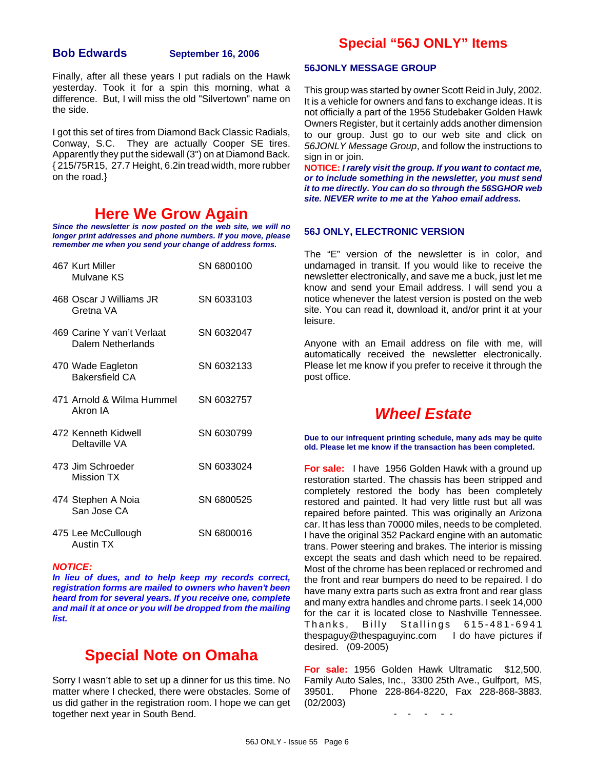**Bob Edwards** **September 16, 2006**

Finally, after all these years I put radials on the Hawk yesterday. Took it for a spin this morning, what a difference. But, I will miss the old "Silvertown" name on the side.

I got this set of tires from Diamond Back Classic Radials, Conway, S.C. They are actually Cooper SE tires. Apparently they put the sidewall (3") on at Diamond Back. { 215/75R15, 27.7 Height, 6.2in tread width, more rubber on the road.}

## Here We Grow Again

***Since the newsletter is now posted on the web site, we will no longer print addresses and phone numbers. If you move, please remember me when you send your change of address forms.***

| Member | SN |
|---|---|
| 467 Kurt Miller<br>Mulvane KS | SN 6800100 |
| 468 Oscar J Williams JR<br>Gretna VA | SN 6033103 |
| 469 Carine Y van't Verlaat<br>Dalem Netherlands | SN 6032047 |
| 470 Wade Eagleton<br>Bakersfield CA | SN 6032133 |
| 471 Arnold & Wilma Hummel<br>Akron IA | SN 6032757 |
| 472 Kenneth Kidwell<br>Deltaville VA | SN 6030799 |
| 473 Jim Schroeder<br>Mission TX | SN 6033024 |
| 474 Stephen A Noia<br>San Jose CA | SN 6800525 |
| 475 Lee McCullough<br>Austin TX | SN 6800016 |

***NOTICE:***
***In lieu of dues, and to help keep my records correct, registration forms are mailed to owners who haven't been heard from for several years. If you receive one, complete and mail it at once or you will be dropped from the mailing list.***

## Special Note on Omaha

Sorry I wasn't able to set up a dinner for us this time. No matter where I checked, there were obstacles. Some of us did gather in the registration room. I hope we can get together next year in South Bend.

## Special "56J ONLY" Items

### 56JONLY MESSAGE GROUP

This group was started by owner Scott Reid in July, 2002. It is a vehicle for owners and fans to exchange ideas. It is not officially a part of the 1956 Studebaker Golden Hawk Owners Register, but it certainly adds another dimension to our group. Just go to our web site and click on *56JONLY Message Group*, and follow the instructions to sign in or join.
**NOTICE:** ***I rarely visit the group. If you want to contact me, or to include something in the newsletter, you must send it to me directly. You can do so through the 56SGHOR web site. NEVER write to me at the Yahoo email address.***

### 56J ONLY, ELECTRONIC VERSION

The "E" version of the newsletter is in color, and undamaged in transit. If you would like to receive the newsletter electronically, and save me a buck, just let me know and send your Email address. I will send you a notice whenever the latest version is posted on the web site. You can read it, download it, and/or print it at your leisure.

Anyone with an Email address on file with me, will automatically received the newsletter electronically. Please let me know if you prefer to receive it through the post office.

## *Wheel Estate*

**Due to our infrequent printing schedule, many ads may be quite old. Please let me know if the transaction has been completed.**

**For sale:** I have 1956 Golden Hawk with a ground up restoration started. The chassis has been stripped and completely restored the body has been completely restored and painted. It had very little rust but all was repaired before painted. This was originally an Arizona car. It has less than 70000 miles, needs to be completed. I have the original 352 Packard engine with an automatic trans. Power steering and brakes. The interior is missing except the seats and dash which need to be repaired. Most of the chrome has been replaced or rechromed and the front and rear bumpers do need to be repaired. I do have many extra parts such as extra front and rear glass and many extra handles and chrome parts. I seek 14,000 for the car it is located close to Nashville Tennessee. Thanks, Billy Stallings 615-481-6941 thespaguy@thespaguyinc.com I do have pictures if desired. (09-2005)

**For sale:** 1956 Golden Hawk Ultramatic $12,500. Family Auto Sales, Inc., 3300 25th Ave., Gulfport, MS, 39501. Phone 228-864-8220, Fax 228-868-3883. (02/2003)

\- - - - -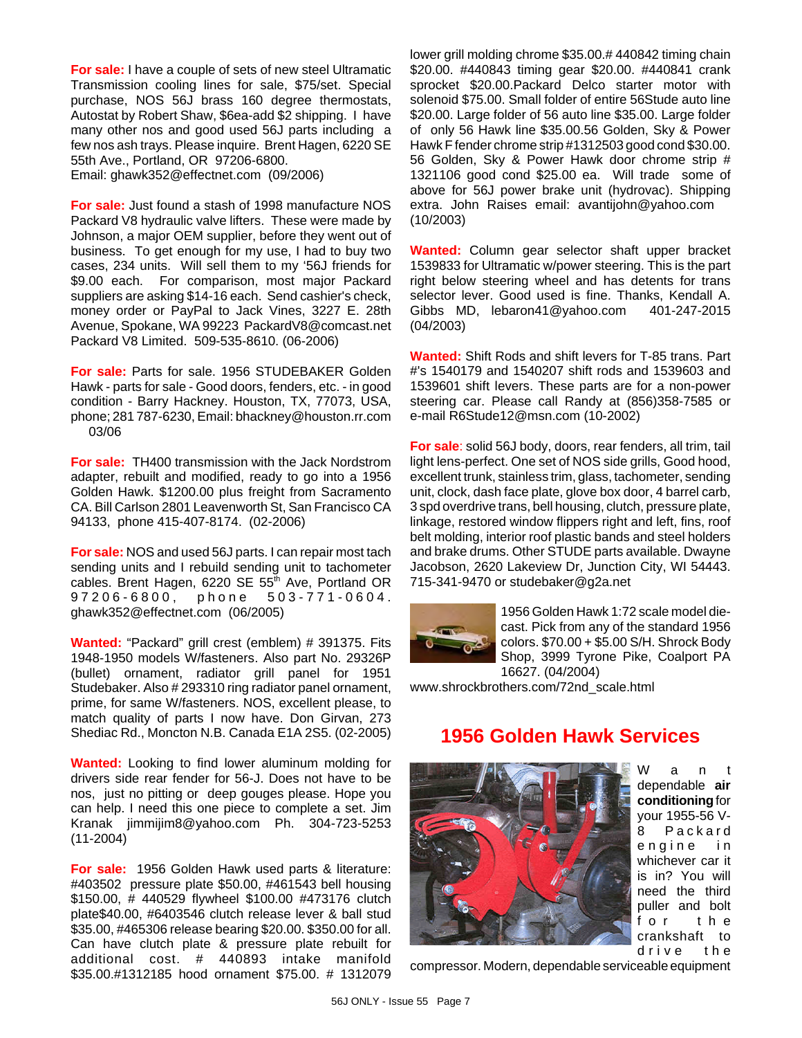**For sale:** I have a couple of sets of new steel Ultramatic Transmission cooling lines for sale, $75/set. Special purchase, NOS 56J brass 160 degree thermostats, Autostat by Robert Shaw, $6ea-add $2 shipping. I have many other nos and good used 56J parts including a few nos ash trays. Please inquire. Brent Hagen, 6220 SE 55th Ave., Portland, OR 97206-6800.
Email: ghawk352@effectnet.com (09/2006)

**For sale:** Just found a stash of 1998 manufacture NOS Packard V8 hydraulic valve lifters. These were made by Johnson, a major OEM supplier, before they went out of business. To get enough for my use, I had to buy two cases, 234 units. Will sell them to my '56J friends for $9.00 each. For comparison, most major Packard suppliers are asking $14-16 each. Send cashier's check, money order or PayPal to Jack Vines, 3227 E. 28th Avenue, Spokane, WA 99223 PackardV8@comcast.net Packard V8 Limited. 509-535-8610. (06-2006)

**For sale:** Parts for sale. 1956 STUDEBAKER Golden Hawk - parts for sale - Good doors, fenders, etc. - in good condition - Barry Hackney. Houston, TX, 77073, USA, phone; 281 787-6230, Email: bhackney@houston.rr.com 03/06

**For sale:** TH400 transmission with the Jack Nordstrom adapter, rebuilt and modified, ready to go into a 1956 Golden Hawk. $1200.00 plus freight from Sacramento CA. Bill Carlson 2801 Leavenworth St, San Francisco CA 94133, phone 415-407-8174. (02-2006)

**For sale:** NOS and used 56J parts. I can repair most tach sending units and I rebuild sending unit to tachometer cables. Brent Hagen, 6220 SE 55th Ave, Portland OR 97206-6800, phone 503-771-0604. ghawk352@effectnet.com (06/2005)

**Wanted:** "Packard" grill crest (emblem) # 391375. Fits 1948-1950 models W/fasteners. Also part No. 29326P (bullet) ornament, radiator grill panel for 1951 Studebaker. Also # 293310 ring radiator panel ornament, prime, for same W/fasteners. NOS, excellent please, to match quality of parts I now have. Don Girvan, 273 Shediac Rd., Moncton N.B. Canada E1A 2S5. (02-2005)

**Wanted:** Looking to find lower aluminum molding for drivers side rear fender for 56-J. Does not have to be nos, just no pitting or deep gouges please. Hope you can help. I need this one piece to complete a set. Jim Kranak jimmijim8@yahoo.com Ph. 304-723-5253 (11-2004)

**For sale:** 1956 Golden Hawk used parts & literature: #403502 pressure plate $50.00, #461543 bell housing $150.00, # 440529 flywheel $100.00 #473176 clutch plate$40.00, #6403546 clutch release lever & ball stud $35.00, #465306 release bearing $20.00. $350.00 for all. Can have clutch plate & pressure plate rebuilt for additional cost. # 440893 intake manifold $35.00.#1312185 hood ornament $75.00. # 1312079 lower grill molding chrome $35.00.# 440842 timing chain $20.00. #440843 timing gear $20.00. #440841 crank sprocket $20.00.Packard Delco starter motor with solenoid $75.00. Small folder of entire 56Stude auto line $20.00. Large folder of 56 auto line $35.00. Large folder of only 56 Hawk line $35.00.56 Golden, Sky & Power Hawk F fender chrome strip #1312503 good cond $30.00. 56 Golden, Sky & Power Hawk door chrome strip # 1321106 good cond $25.00 ea. Will trade some of above for 56J power brake unit (hydrovac). Shipping extra. John Raises email: avantijohn@yahoo.com (10/2003)

**Wanted:** Column gear selector shaft upper bracket 1539833 for Ultramatic w/power steering. This is the part right below steering wheel and has detents for trans selector lever. Good used is fine. Thanks, Kendall A. Gibbs MD, lebaron41@yahoo.com 401-247-2015 (04/2003)

**Wanted:** Shift Rods and shift levers for T-85 trans. Part #'s 1540179 and 1540207 shift rods and 1539603 and 1539601 shift levers. These parts are for a non-power steering car. Please call Randy at (856)358-7585 or e-mail R6Stude12@msn.com (10-2002)

**For sale**: solid 56J body, doors, rear fenders, all trim, tail light lens-perfect. One set of NOS side grills, Good hood, excellent trunk, stainless trim, glass, tachometer, sending unit, clock, dash face plate, glove box door, 4 barrel carb, 3 spd overdrive trans, bell housing, clutch, pressure plate, linkage, restored window flippers right and left, fins, roof belt molding, interior roof plastic bands and steel holders and brake drums. Other STUDE parts available. Dwayne Jacobson, 2620 Lakeview Dr, Junction City, WI 54443. 715-341-9470 or studebaker@g2a.net

1956 Golden Hawk 1:72 scale model die-cast. Pick from any of the standard 1956 colors. $70.00 + $5.00 S/H. Shrock Body Shop, 3999 Tyrone Pike, Coalport PA 16627. (04/2004) www.shrockbrothers.com/72nd_scale.html

## 1956 Golden Hawk Services

Want dependable **air conditioning** for your 1955-56 V-8 Packard engine in whichever car it is in? You will need the third puller and bolt for the crankshaft to drive the compressor. Modern, dependable serviceable equipment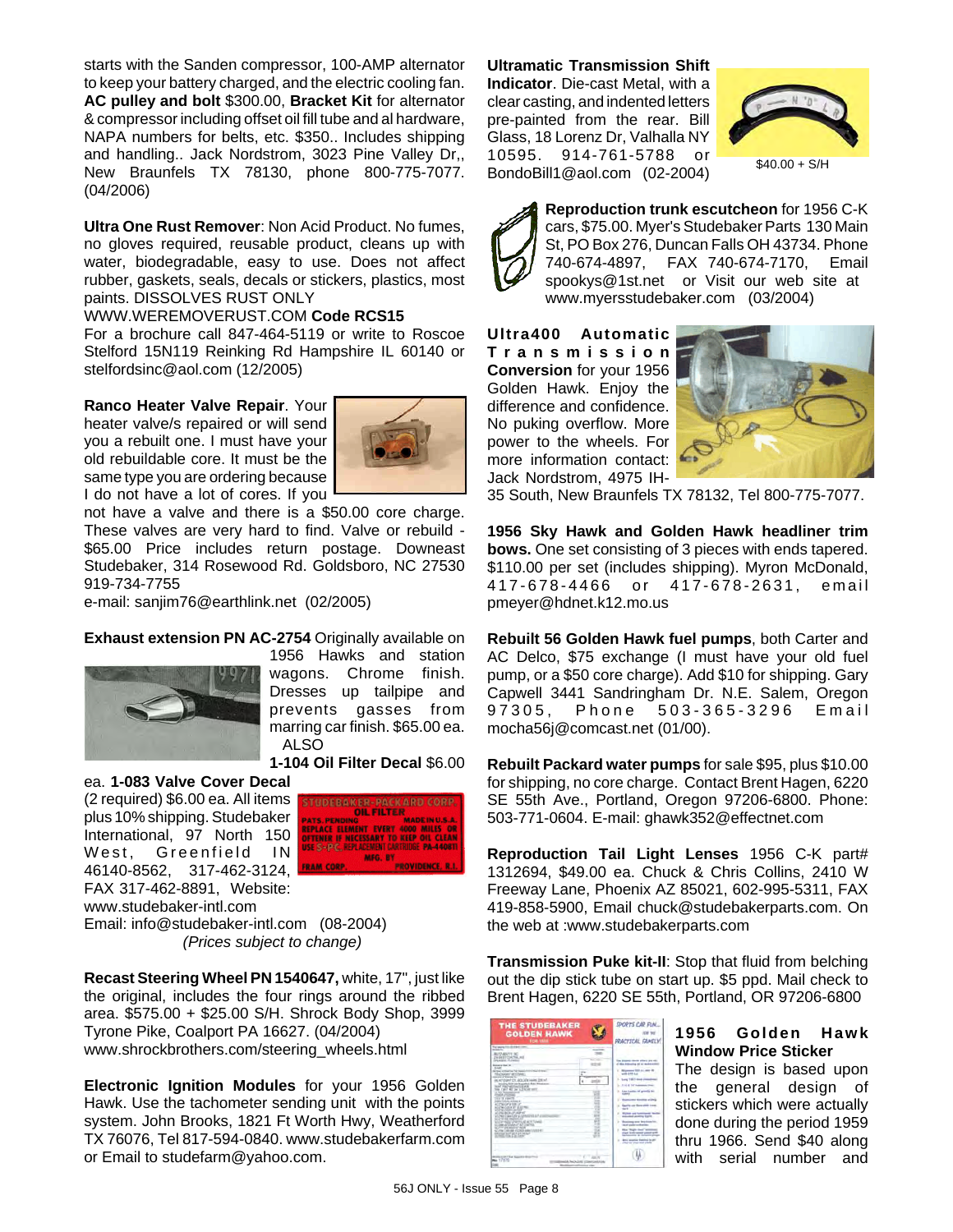starts with the Sanden compressor, 100-AMP alternator to keep your battery charged, and the electric cooling fan. **AC pulley and bolt** $300.00, **Bracket Kit** for alternator & compressor including offset oil fill tube and al hardware, NAPA numbers for belts, etc. $350.. Includes shipping and handling.. Jack Nordstrom, 3023 Pine Valley Dr,, New Braunfels TX 78130, phone 800-775-7077. (04/2006)

**Ultra One Rust Remover**: Non Acid Product. No fumes, no gloves required, reusable product, cleans up with water, biodegradable, easy to use. Does not affect rubber, gaskets, seals, decals or stickers, plastics, most paints. DISSOLVES RUST ONLY
WWW.WEREMOVERUST.COM **Code RCS15**
For a brochure call 847-464-5119 or write to Roscoe Stelford 15N119 Reinking Rd Hampshire IL 60140 or stelfordsinc@aol.com (12/2005)

**Ranco Heater Valve Repair**. Your heater valve/s repaired or will send you a rebuilt one. I must have your old rebuildable core. It must be the same type you are ordering because I do not have a lot of cores. If you not have a valve and there is a $50.00 core charge. These valves are very hard to find. Valve or rebuild - $65.00 Price includes return postage. Downeast Studebaker, 314 Rosewood Rd. Goldsboro, NC 27530 919-734-7755
e-mail: sanjim76@earthlink.net (02/2005)

**Exhaust extension PN AC-2754** Originally available on 1956 Hawks and station wagons. Chrome finish. Dresses up tailpipe and prevents gasses from marring car finish. $65.00 ea. ALSO
**1-104 Oil Filter Decal** $6.00 ea. **1-083 Valve Cover Decal** (2 required) $6.00 ea. All items plus 10% shipping. Studebaker International, 97 North 150 West, Greenfield IN 46140-8562, 317-462-3124, FAX 317-462-8891, Website: www.studebaker-intl.com
Email: info@studebaker-intl.com (08-2004)
*(Prices subject to change)*

**Recast Steering Wheel PN 1540647,** white, 17", just like the original, includes the four rings around the ribbed area. $575.00 + $25.00 S/H. Shrock Body Shop, 3999 Tyrone Pike, Coalport PA 16627. (04/2004)
www.shrockbrothers.com/steering_wheels.html

**Electronic Ignition Modules** for your 1956 Golden Hawk. Use the tachometer sending unit with the points system. John Brooks, 1821 Ft Worth Hwy, Weatherford TX 76076, Tel 817-594-0840. www.studebakerfarm.com or Email to studefarm@yahoo.com.

**Ultramatic Transmission Shift Indicator**. Die-cast Metal, with a clear casting, and indented letters pre-painted from the rear. Bill Glass, 18 Lorenz Dr, Valhalla NY 10595. 914-761-5788 or BondoBill1@aol.com (02-2004)

$40.00 + S/H

**Reproduction trunk escutcheon** for 1956 C-K cars, $75.00. Myer's Studebaker Parts 130 Main St, PO Box 276, Duncan Falls OH 43734. Phone 740-674-4897, FAX 740-674-7170, Email spookys@1st.net or Visit our web site at www.myersstudebaker.com (03/2004)

**Ultra400 Automatic Transmission Conversion** for your 1956 Golden Hawk. Enjoy the difference and confidence. No puking overflow. More power to the wheels. For more information contact: Jack Nordstrom, 4975 IH-35 South, New Braunfels TX 78132, Tel 800-775-7077.

**1956 Sky Hawk and Golden Hawk headliner trim bows.** One set consisting of 3 pieces with ends tapered. $110.00 per set (includes shipping). Myron McDonald, 417-678-4466 or 417-678-2631, email pmeyer@hdnet.k12.mo.us

**Rebuilt 56 Golden Hawk fuel pumps**, both Carter and AC Delco, $75 exchange (I must have your old fuel pump, or a $50 core charge). Add $10 for shipping. Gary Capwell 3441 Sandringham Dr. N.E. Salem, Oregon 97305, Phone 503-365-3296 Email mocha56j@comcast.net (01/00).

**Rebuilt Packard water pumps** for sale $95, plus $10.00 for shipping, no core charge. Contact Brent Hagen, 6220 SE 55th Ave., Portland, Oregon 97206-6800. Phone: 503-771-0604. E-mail: ghawk352@effectnet.com

**Reproduction Tail Light Lenses** 1956 C-K part# 1312694, $49.00 ea. Chuck & Chris Collins, 2410 W Freeway Lane, Phoenix AZ 85021, 602-995-5311, FAX 419-858-5900, Email chuck@studebakerparts.com. On the web at :www.studebakerparts.com

**Transmission Puke kit-II**: Stop that fluid from belching out the dip stick tube on start up. $5 ppd. Mail check to Brent Hagen, 6220 SE 55th, Portland, OR 97206-6800

**1956 Golden Hawk Window Price Sticker**
The design is based upon the general design of stickers which were actually done during the period 1959 thru 1966. Send $40 along with serial number and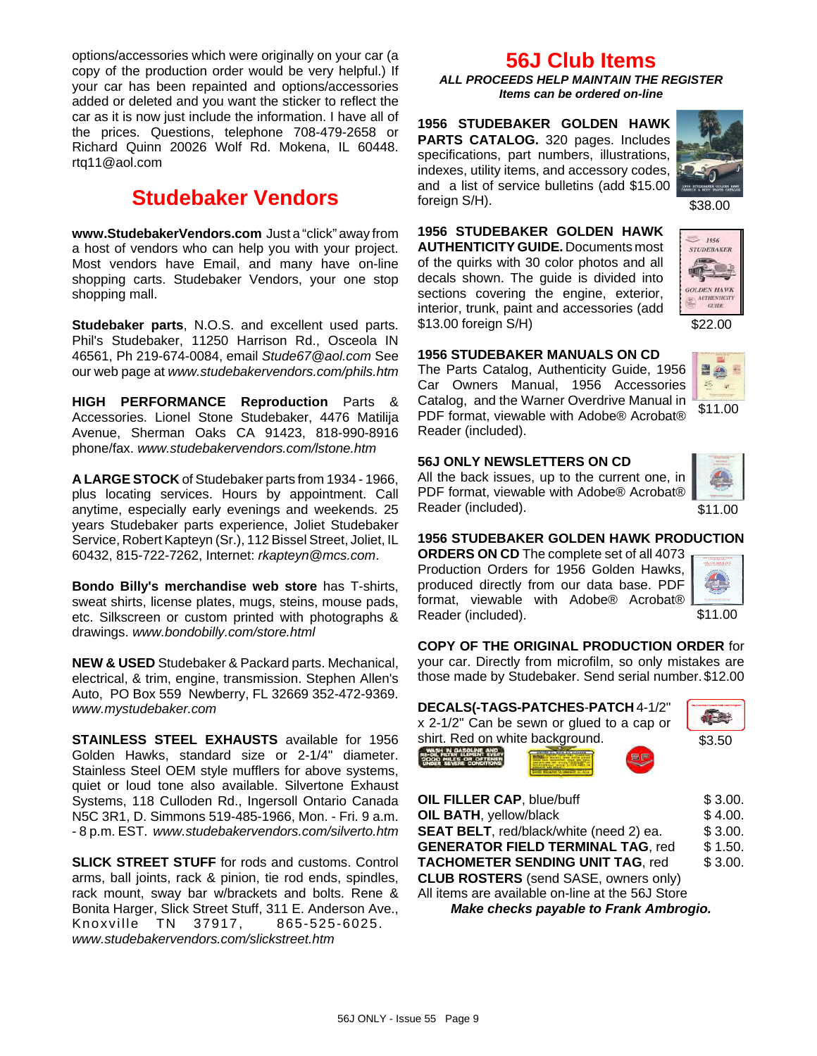options/accessories which were originally on your car (a copy of the production order would be very helpful.) If your car has been repainted and options/accessories added or deleted and you want the sticker to reflect the car as it is now just include the information. I have all of the prices. Questions, telephone 708-479-2658 or Richard Quinn 20026 Wolf Rd. Mokena, IL 60448. rtq11@aol.com

## Studebaker Vendors

**www.StudebakerVendors.com** Just a "click" away from a host of vendors who can help you with your project. Most vendors have Email, and many have on-line shopping carts. Studebaker Vendors, your one stop shopping mall.

**Studebaker parts**, N.O.S. and excellent used parts. Phil's Studebaker, 11250 Harrison Rd., Osceola IN 46561, Ph 219-674-0084, email *Stude67@aol.com* See our web page at *www.studebakervendors.com/phils.htm*

**HIGH PERFORMANCE Reproduction** Parts & Accessories. Lionel Stone Studebaker, 4476 Matilija Avenue, Sherman Oaks CA 91423, 818-990-8916 phone/fax. *www.studebakervendors.com/lstone.htm*

**A LARGE STOCK** of Studebaker parts from 1934 - 1966, plus locating services. Hours by appointment. Call anytime, especially early evenings and weekends. 25 years Studebaker parts experience, Joliet Studebaker Service, Robert Kapteyn (Sr.), 112 Bissel Street, Joliet, IL 60432, 815-722-7262, Internet: *rkapteyn@mcs.com*.

**Bondo Billy's merchandise web store** has T-shirts, sweat shirts, license plates, mugs, steins, mouse pads, etc. Silkscreen or custom printed with photographs & drawings. *www.bondobilly.com/store.html*

**NEW & USED** Studebaker & Packard parts. Mechanical, electrical, & trim, engine, transmission. Stephen Allen's Auto, PO Box 559 Newberry, FL 32669 352-472-9369. *www.mystudebaker.com*

**STAINLESS STEEL EXHAUSTS** available for 1956 Golden Hawks, standard size or 2-1/4" diameter. Stainless Steel OEM style mufflers for above systems, quiet or loud tone also available. Silvertone Exhaust Systems, 118 Culloden Rd., Ingersoll Ontario Canada N5C 3R1, D. Simmons 519-485-1966, Mon. - Fri. 9 a.m. - 8 p.m. EST. *www.studebakervendors.com/silverto.htm*

**SLICK STREET STUFF** for rods and customs. Control arms, ball joints, rack & pinion, tie rod ends, spindles, rack mount, sway bar w/brackets and bolts. Rene & Bonita Harger, Slick Street Stuff, 311 E. Anderson Ave., Knoxville TN 37917, 865-525-6025. *www.studebakervendors.com/slickstreet.htm*

## 56J Club Items

***ALL PROCEEDS HELP MAINTAIN THE REGISTER***
***Items can be ordered on-line***

**1956 STUDEBAKER GOLDEN HAWK PARTS CATALOG.** 320 pages. Includes specifications, part numbers, illustrations, indexes, utility items, and accessory codes, and a list of service bulletins (add $15.00 foreign S/H). $38.00

**1956 STUDEBAKER GOLDEN HAWK AUTHENTICITY GUIDE.** Documents most of the quirks with 30 color photos and all decals shown. The guide is divided into sections covering the engine, exterior, interior, trunk, paint and accessories (add $13.00 foreign S/H) $22.00

**1956 STUDEBAKER MANUALS ON CD**
The Parts Catalog, Authenticity Guide, 1956 Car Owners Manual, 1956 Accessories Catalog, and the Warner Overdrive Manual in PDF format, viewable with Adobe® Acrobat® Reader (included). $11.00

**56J ONLY NEWSLETTERS ON CD**
All the back issues, up to the current one, in PDF format, viewable with Adobe® Acrobat® Reader (included). $11.00

**1956 STUDEBAKER GOLDEN HAWK PRODUCTION ORDERS ON CD** The complete set of all 4073 Production Orders for 1956 Golden Hawks, produced directly from our data base. PDF format, viewable with Adobe® Acrobat® Reader (included). $11.00

**COPY OF THE ORIGINAL PRODUCTION ORDER** for your car. Directly from microfilm, so only mistakes are those made by Studebaker. Send serial number. $12.00

**DECALS(-TAGS-PATCHES-PATCH** 4-1/2" x 2-1/2" Can be sewn or glued to a cap or shirt. Red on white background. $3.50

| | |
|---|---|
| **OIL FILLER CAP**, blue/buff | $ 3.00. |
| **OIL BATH**, yellow/black | $ 4.00. |
| **SEAT BELT**, red/black/white (need 2) ea. | $ 3.00. |
| **GENERATOR FIELD TERMINAL TAG**, red | $ 1.50. |
| **TACHOMETER SENDING UNIT TAG**, red | $ 3.00. |
| **CLUB ROSTERS** (send SASE, owners only) | |

All items are available on-line at the 56J Store

***Make checks payable to Frank Ambrogio.***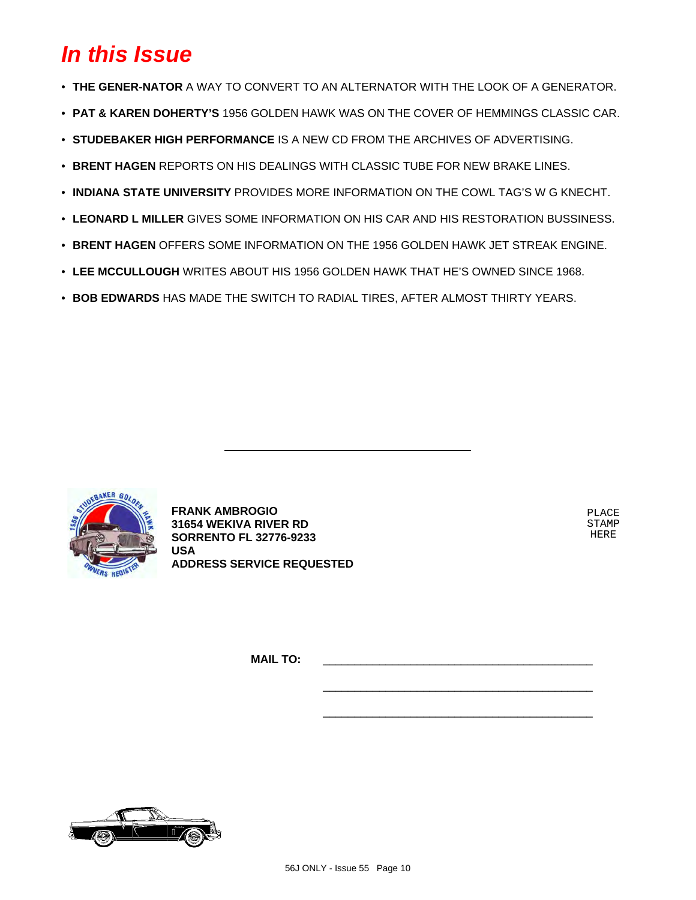# *In this Issue*

- **THE GENER-NATOR** A WAY TO CONVERT TO AN ALTERNATOR WITH THE LOOK OF A GENERATOR.
- **PAT & KAREN DOHERTY'S** 1956 GOLDEN HAWK WAS ON THE COVER OF HEMMINGS CLASSIC CAR.
- **STUDEBAKER HIGH PERFORMANCE** IS A NEW CD FROM THE ARCHIVES OF ADVERTISING.
- **BRENT HAGEN** REPORTS ON HIS DEALINGS WITH CLASSIC TUBE FOR NEW BRAKE LINES.
- **INDIANA STATE UNIVERSITY** PROVIDES MORE INFORMATION ON THE COWL TAG'S W G KNECHT.
- **LEONARD L MILLER** GIVES SOME INFORMATION ON HIS CAR AND HIS RESTORATION BUSSINESS.
- **BRENT HAGEN** OFFERS SOME INFORMATION ON THE 1956 GOLDEN HAWK JET STREAK ENGINE.
- **LEE MCCULLOUGH** WRITES ABOUT HIS 1956 GOLDEN HAWK THAT HE'S OWNED SINCE 1968.
- **BOB EDWARDS** HAS MADE THE SWITCH TO RADIAL TIRES, AFTER ALMOST THIRTY YEARS.

---

1956 STUDEBAKER GOLDEN HAWK OWNERS REGISTER

**FRANK AMBROGIO**
**31654 WEKIVA RIVER RD**
**SORRENTO FL 32776-9233**
**USA**
**ADDRESS SERVICE REQUESTED**

PLACE
STAMP
HERE

**MAIL TO:** ____________________________________________

____________________________________________

____________________________________________